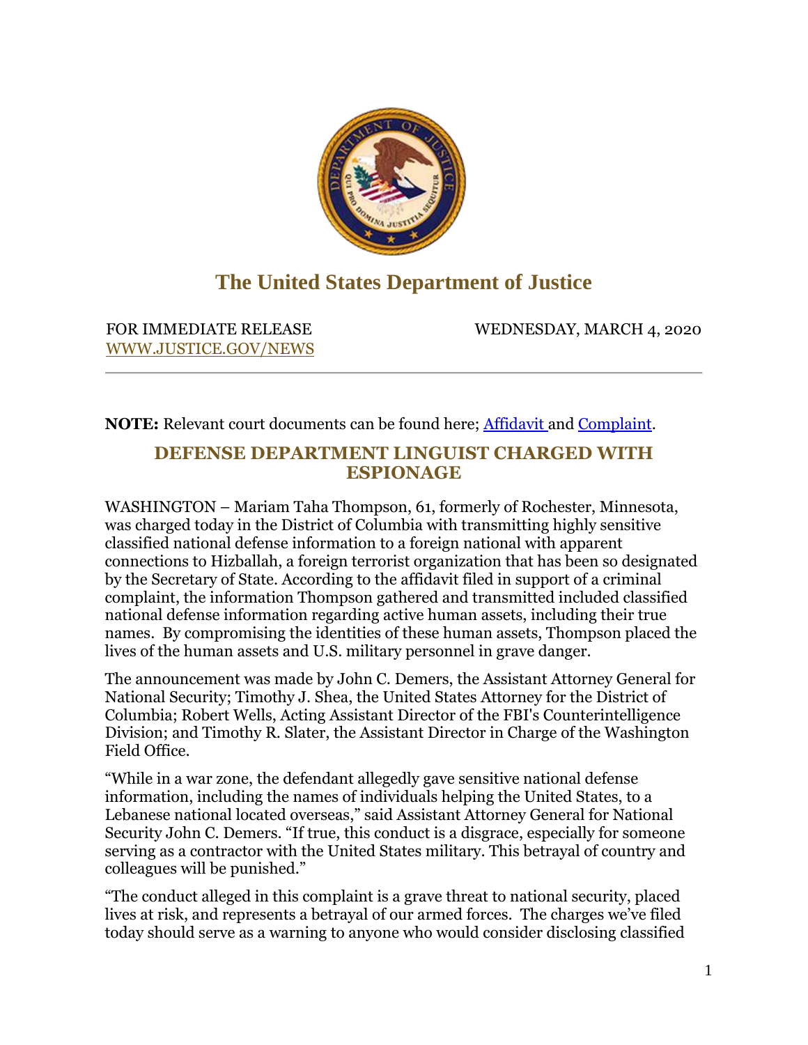# The United States Department of Justice

FOR IMMEDIATE RELEASE
WWW.JUSTICE.GOV/NEWS

WEDNESDAY, MARCH 4, 2020

**NOTE:** Relevant court documents can be found here; [Affidavit](Affidavit) and [Complaint](Complaint).

## DEFENSE DEPARTMENT LINGUIST CHARGED WITH ESPIONAGE

WASHINGTON – Mariam Taha Thompson, 61, formerly of Rochester, Minnesota, was charged today in the District of Columbia with transmitting highly sensitive classified national defense information to a foreign national with apparent connections to Hizballah, a foreign terrorist organization that has been so designated by the Secretary of State. According to the affidavit filed in support of a criminal complaint, the information Thompson gathered and transmitted included classified national defense information regarding active human assets, including their true names. By compromising the identities of these human assets, Thompson placed the lives of the human assets and U.S. military personnel in grave danger.

The announcement was made by John C. Demers, the Assistant Attorney General for National Security; Timothy J. Shea, the United States Attorney for the District of Columbia; Robert Wells, Acting Assistant Director of the FBI's Counterintelligence Division; and Timothy R. Slater, the Assistant Director in Charge of the Washington Field Office.

"While in a war zone, the defendant allegedly gave sensitive national defense information, including the names of individuals helping the United States, to a Lebanese national located overseas," said Assistant Attorney General for National Security John C. Demers. "If true, this conduct is a disgrace, especially for someone serving as a contractor with the United States military. This betrayal of country and colleagues will be punished."

"The conduct alleged in this complaint is a grave threat to national security, placed lives at risk, and represents a betrayal of our armed forces. The charges we've filed today should serve as a warning to anyone who would consider disclosing classified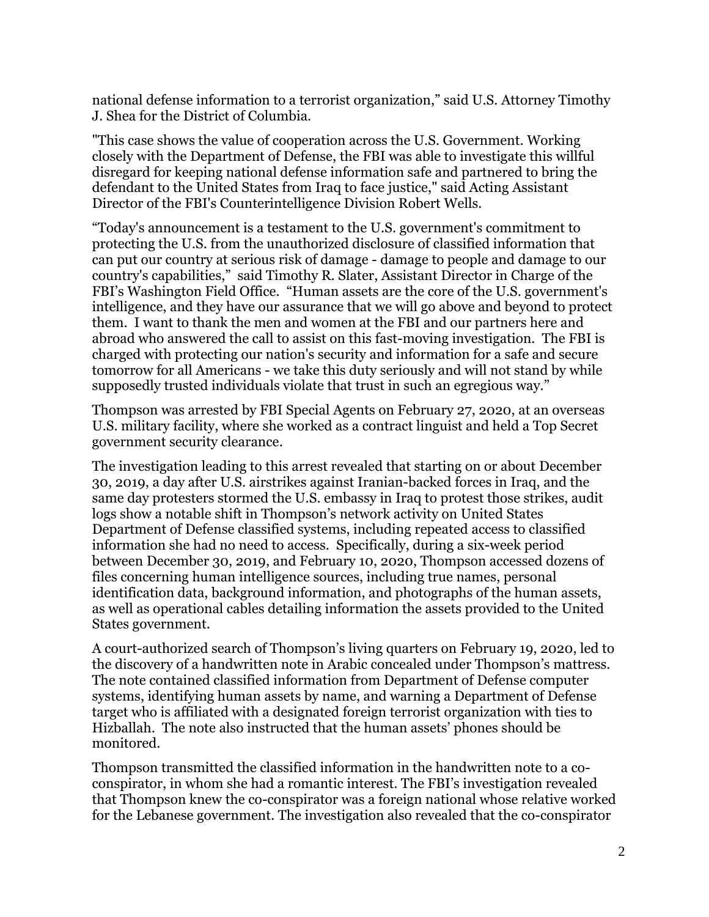national defense information to a terrorist organization," said U.S. Attorney Timothy J. Shea for the District of Columbia.

"This case shows the value of cooperation across the U.S. Government. Working closely with the Department of Defense, the FBI was able to investigate this willful disregard for keeping national defense information safe and partnered to bring the defendant to the United States from Iraq to face justice," said Acting Assistant Director of the FBI's Counterintelligence Division Robert Wells.

"Today's announcement is a testament to the U.S. government's commitment to protecting the U.S. from the unauthorized disclosure of classified information that can put our country at serious risk of damage - damage to people and damage to our country's capabilities," said Timothy R. Slater, Assistant Director in Charge of the FBI's Washington Field Office. "Human assets are the core of the U.S. government's intelligence, and they have our assurance that we will go above and beyond to protect them. I want to thank the men and women at the FBI and our partners here and abroad who answered the call to assist on this fast-moving investigation. The FBI is charged with protecting our nation's security and information for a safe and secure tomorrow for all Americans - we take this duty seriously and will not stand by while supposedly trusted individuals violate that trust in such an egregious way."

Thompson was arrested by FBI Special Agents on February 27, 2020, at an overseas U.S. military facility, where she worked as a contract linguist and held a Top Secret government security clearance.

The investigation leading to this arrest revealed that starting on or about December 30, 2019, a day after U.S. airstrikes against Iranian-backed forces in Iraq, and the same day protesters stormed the U.S. embassy in Iraq to protest those strikes, audit logs show a notable shift in Thompson's network activity on United States Department of Defense classified systems, including repeated access to classified information she had no need to access. Specifically, during a six-week period between December 30, 2019, and February 10, 2020, Thompson accessed dozens of files concerning human intelligence sources, including true names, personal identification data, background information, and photographs of the human assets, as well as operational cables detailing information the assets provided to the United States government.

A court-authorized search of Thompson's living quarters on February 19, 2020, led to the discovery of a handwritten note in Arabic concealed under Thompson's mattress. The note contained classified information from Department of Defense computer systems, identifying human assets by name, and warning a Department of Defense target who is affiliated with a designated foreign terrorist organization with ties to Hizballah. The note also instructed that the human assets' phones should be monitored.

Thompson transmitted the classified information in the handwritten note to a co-conspirator, in whom she had a romantic interest. The FBI's investigation revealed that Thompson knew the co-conspirator was a foreign national whose relative worked for the Lebanese government. The investigation also revealed that the co-conspirator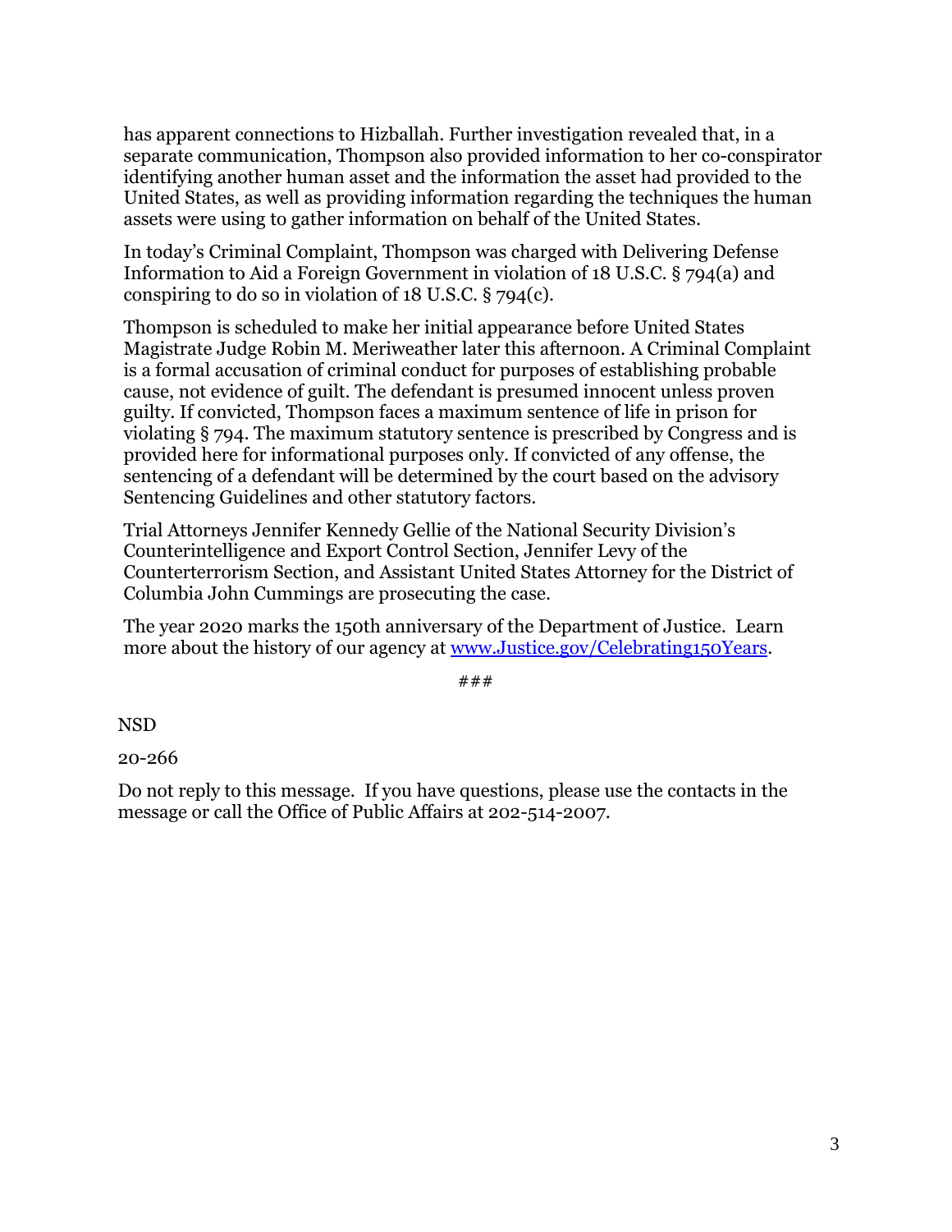has apparent connections to Hizballah. Further investigation revealed that, in a separate communication, Thompson also provided information to her co-conspirator identifying another human asset and the information the asset had provided to the United States, as well as providing information regarding the techniques the human assets were using to gather information on behalf of the United States.

In today's Criminal Complaint, Thompson was charged with Delivering Defense Information to Aid a Foreign Government in violation of 18 U.S.C. § 794(a) and conspiring to do so in violation of 18 U.S.C. § 794(c).

Thompson is scheduled to make her initial appearance before United States Magistrate Judge Robin M. Meriweather later this afternoon. A Criminal Complaint is a formal accusation of criminal conduct for purposes of establishing probable cause, not evidence of guilt. The defendant is presumed innocent unless proven guilty. If convicted, Thompson faces a maximum sentence of life in prison for violating § 794. The maximum statutory sentence is prescribed by Congress and is provided here for informational purposes only. If convicted of any offense, the sentencing of a defendant will be determined by the court based on the advisory Sentencing Guidelines and other statutory factors.

Trial Attorneys Jennifer Kennedy Gellie of the National Security Division's Counterintelligence and Export Control Section, Jennifer Levy of the Counterterrorism Section, and Assistant United States Attorney for the District of Columbia John Cummings are prosecuting the case.

The year 2020 marks the 150th anniversary of the Department of Justice. Learn more about the history of our agency at [www.Justice.gov/Celebrating150Years](www.Justice.gov/Celebrating150Years).

###

NSD

20-266

Do not reply to this message. If you have questions, please use the contacts in the message or call the Office of Public Affairs at 202-514-2007.